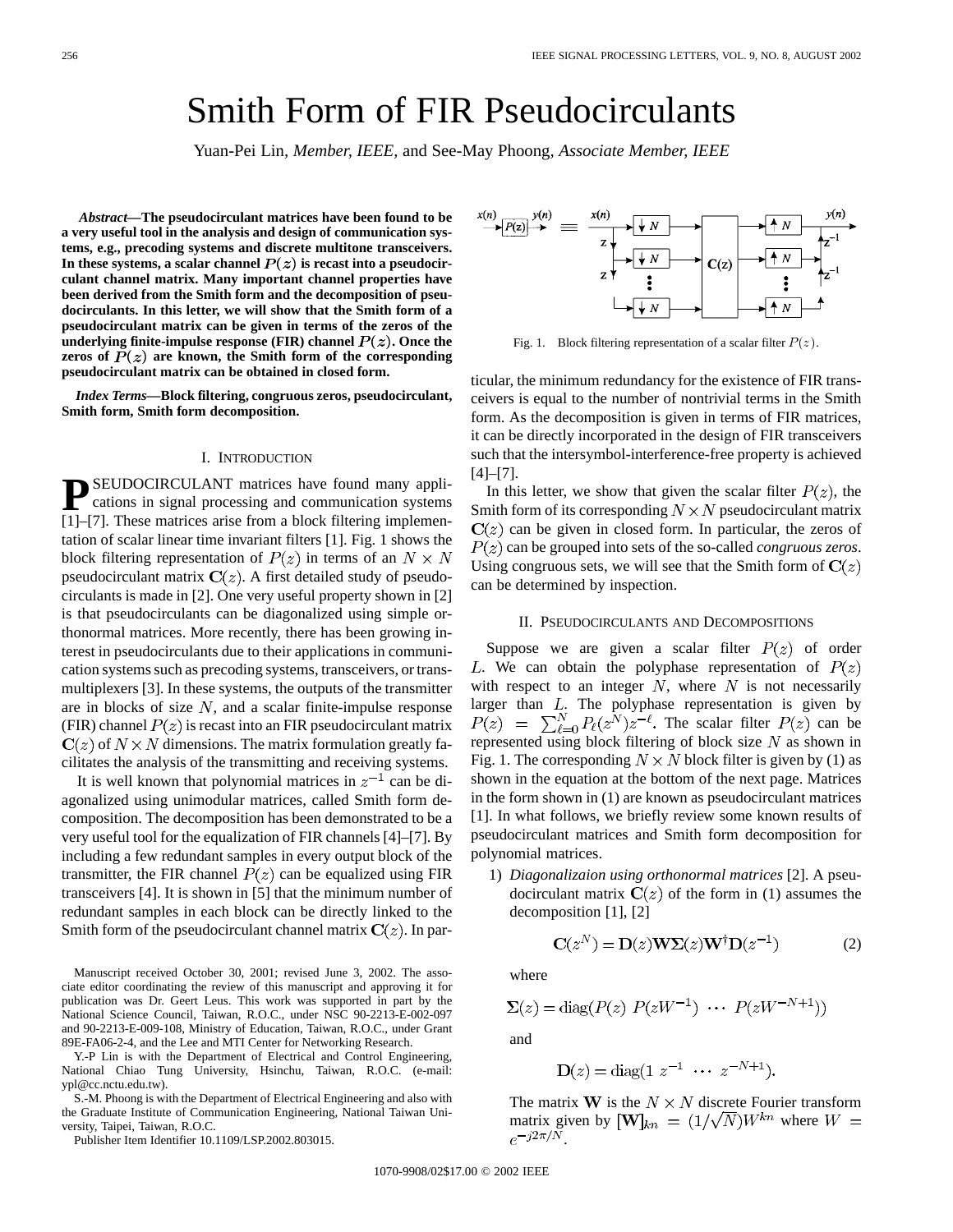# Smith Form of FIR Pseudocirculants

Yuan-Pei Lin, *Member, IEEE*, and See-May Phoong, *Associate Member, IEEE*

***Abstract*—The pseudocirculant matrices have been found to be a very useful tool in the analysis and design of communication systems, e.g., precoding systems and discrete multitone transceivers. In these systems, a scalar channel $P(z)$ is recast into a pseudocirculant channel matrix. Many important channel properties have been derived from the Smith form and the decomposition of pseudocirculants. In this letter, we will show that the Smith form of a pseudocirculant matrix can be given in terms of the zeros of the underlying finite-impulse response (FIR) channel $P(z)$. Once the zeros of $P(z)$ are known, the Smith form of the corresponding pseudocirculant matrix can be obtained in closed form.**

***Index Terms*—Block filtering, congruous zeros, pseudocirculant, Smith form, Smith form decomposition.**

## I. Introduction

PSEUDOCIRCULANT matrices have found many applications in signal processing and communication systems [1]–[7]. These matrices arise from a block filtering implementation of scalar linear time invariant filters [1]. Fig. 1 shows the block filtering representation of $P(z)$ in terms of an $N \times N$ pseudocirculant matrix $\mathbf{C}(z)$. A first detailed study of pseudocirculants is made in [2]. One very useful property shown in [2] is that pseudocirculants can be diagonalized using simple orthonormal matrices. More recently, there has been growing interest in pseudocirculants due to their applications in communication systems such as precoding systems, transceivers, or transmultiplexers [3]. In these systems, the outputs of the transmitter are in blocks of size $N$, and a scalar finite-impulse response (FIR) channel $P(z)$ is recast into an FIR pseudocirculant matrix $\mathbf{C}(z)$ of $N \times N$ dimensions. The matrix formulation greatly facilitates the analysis of the transmitting and receiving systems.

It is well known that polynomial matrices in $z^{-1}$ can be diagonalized using unimodular matrices, called Smith form decomposition. The decomposition has been demonstrated to be a very useful tool for the equalization of FIR channels [4]–[7]. By including a few redundant samples in every output block of the transmitter, the FIR channel $P(z)$ can be equalized using FIR transceivers [4]. It is shown in [5] that the minimum number of redundant samples in each block can be directly linked to the Smith form of the pseudocirculant channel matrix $\mathbf{C}(z)$. In particular, the minimum redundancy for the existence of FIR transceivers is equal to the number of nontrivial terms in the Smith form. As the decomposition is given in terms of FIR matrices, it can be directly incorporated in the design of FIR transceivers such that the intersymbol-interference-free property is achieved [4]–[7].

In this letter, we show that given the scalar filter $P(z)$, the Smith form of its corresponding $N \times N$ pseudocirculant matrix $\mathbf{C}(z)$ can be given in closed form. In particular, the zeros of $P(z)$ can be grouped into sets of the so-called *congruous zeros*. Using congruous sets, we will see that the Smith form of $\mathbf{C}(z)$ can be determined by inspection.

Fig. 1. Block filtering representation of a scalar filter $P(z)$.

## II. Pseudocirculants and Decompositions

Suppose we are given a scalar filter $P(z)$ of order $L$. We can obtain the polyphase representation of $P(z)$ with respect to an integer $N$, where $N$ is not necessarily larger than $L$. The polyphase representation is given by $P(z) = \sum_{\ell=0}^{N} P_\ell(z^N)z^{-\ell}$. The scalar filter $P(z)$ can be represented using block filtering of block size $N$ as shown in Fig. 1. The corresponding $N \times N$ block filter is given by (1) as shown in the equation at the bottom of the next page. Matrices in the form shown in (1) are known as pseudocirculant matrices [1]. In what follows, we briefly review some known results of pseudocirculant matrices and Smith form decomposition for polynomial matrices.

1) *Diagonalizaion using orthonormal matrices* [2]. A pseudocirculant matrix $\mathbf{C}(z)$ of the form in (1) assumes the decomposition [1], [2]

$$\mathbf{C}(z^N) = \mathbf{D}(z)\mathbf{W}\boldsymbol{\Sigma}(z)\mathbf{W}^{\dagger}\mathbf{D}(z^{-1}) \tag{2}$$

where

$$\boldsymbol{\Sigma}(z) = \mathrm{diag}(P(z) \;\; P(zW^{-1}) \;\; \cdots \;\; P(zW^{-N+1}))$$

and

$$\mathbf{D}(z) = \mathrm{diag}(1 \;\; z^{-1} \;\; \cdots \;\; z^{-N+1}).$$

The matrix $\mathbf{W}$ is the $N \times N$ discrete Fourier transform matrix given by $[\mathbf{W}]_{kn} = (1/\sqrt{N})W^{kn}$ where $W = e^{-j2\pi/N}$.

Manuscript received October 30, 2001; revised June 3, 2002. The associate editor coordinating the review of this manuscript and approving it for publication was Dr. Geert Leus. This work was supported in part by the National Science Council, Taiwan, R.O.C., under NSC 90-2213-E-002-097 and 90-2213-E-009-108, Ministry of Education, Taiwan, R.O.C., under Grant 89E-FA06-2-4, and the Lee and MTI Center for Networking Research.

Y.-P Lin is with the Department of Electrical and Control Engineering, National Chiao Tung University, Hsinchu, Taiwan, R.O.C. (e-mail: ypl@cc.nctu.edu.tw).

S.-M. Phoong is with the Department of Electrical Engineering and also with the Graduate Institute of Communication Engineering, National Taiwan University, Taipei, Taiwan, R.O.C.

Publisher Item Identifier 10.1109/LSP.2002.803015.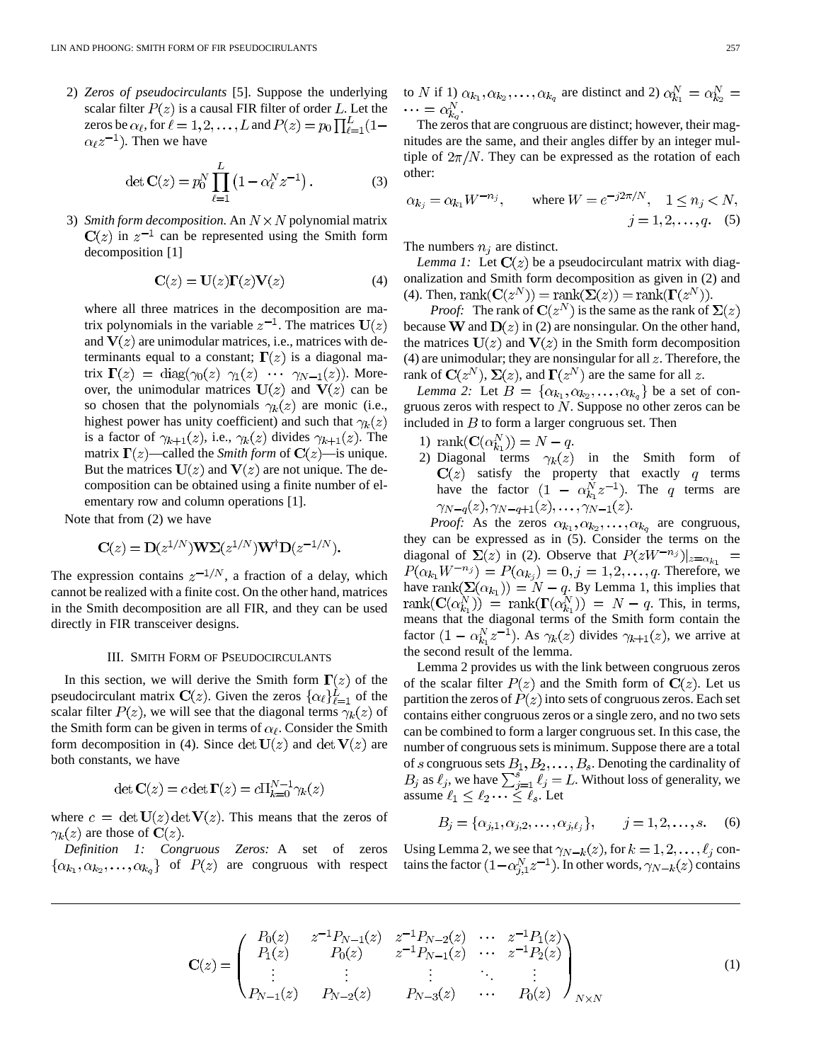2) *Zeros of pseudocirculants* [5]. Suppose the underlying scalar filter $P(z)$ is a causal FIR filter of order $L$. Let the zeros be $\alpha_\ell$, for $\ell = 1, 2, \ldots, L$ and $P(z) = p_0 \prod_{\ell=1}^{L}(1 - \alpha_\ell z^{-1})$. Then we have

$$\det \mathbf{C}(z) = p_0^N \prod_{\ell=1}^{L}\left(1 - \alpha_\ell^N z^{-1}\right). \quad (3)$$

3) *Smith form decomposition.* An $N \times N$ polynomial matrix $\mathbf{C}(z)$ in $z^{-1}$ can be represented using the Smith form decomposition [1]

$$\mathbf{C}(z) = \mathbf{U}(z)\mathbf{\Gamma}(z)\mathbf{V}(z) \quad (4)$$

where all three matrices in the decomposition are matrix polynomials in the variable $z^{-1}$. The matrices $\mathbf{U}(z)$ and $\mathbf{V}(z)$ are unimodular matrices, i.e., matrices with determinants equal to a constant; $\mathbf{\Gamma}(z)$ is a diagonal matrix $\mathbf{\Gamma}(z) = \text{diag}(\gamma_0(z) \ \gamma_1(z) \ \cdots \ \gamma_{N-1}(z))$. Moreover, the unimodular matrices $\mathbf{U}(z)$ and $\mathbf{V}(z)$ can be so chosen that the polynomials $\gamma_k(z)$ are monic (i.e., highest power has unity coefficient) and such that $\gamma_k(z)$ is a factor of $\gamma_{k+1}(z)$, i.e., $\gamma_k(z)$ divides $\gamma_{k+1}(z)$. The matrix $\mathbf{\Gamma}(z)$—called the *Smith form* of $\mathbf{C}(z)$—is unique. But the matrices $\mathbf{U}(z)$ and $\mathbf{V}(z)$ are not unique. The decomposition can be obtained using a finite number of elementary row and column operations [1].

Note that from (2) we have

$$\mathbf{C}(z) = \mathbf{D}(z^{1/N})\mathbf{W}\mathbf{\Sigma}(z^{1/N})\mathbf{W}^\dagger\mathbf{D}(z^{-1/N}).$$

The expression contains $z^{-1/N}$, a fraction of a delay, which cannot be realized with a finite cost. On the other hand, matrices in the Smith decomposition are all FIR, and they can be used directly in FIR transceiver designs.

## III. Smith Form of Pseudocirculants

In this section, we will derive the Smith form $\mathbf{\Gamma}(z)$ of the pseudocirculant matrix $\mathbf{C}(z)$. Given the zeros $\{\alpha_\ell\}_{\ell=1}^{L}$ of the scalar filter $P(z)$, we will see that the diagonal terms $\gamma_k(z)$ of the Smith form can be given in terms of $\alpha_\ell$. Consider the Smith form decomposition in (4). Since $\det \mathbf{U}(z)$ and $\det \mathbf{V}(z)$ are both constants, we have

$$\det \mathbf{C}(z) = c \det \mathbf{\Gamma}(z) = c\Pi_{k=0}^{N-1}\gamma_k(z)$$

where $c = \det \mathbf{U}(z) \det \mathbf{V}(z)$. This means that the zeros of $\gamma_k(z)$ are those of $\mathbf{C}(z)$.

*Definition 1: Congruous Zeros:* A set of zeros $\{\alpha_{k_1}, \alpha_{k_2}, \ldots, \alpha_{k_q}\}$ of $P(z)$ are congruous with respect to $N$ if 1) $\alpha_{k_1}, \alpha_{k_2}, \ldots, \alpha_{k_q}$ are distinct and 2) $\alpha_{k_1}^N = \alpha_{k_2}^N = \cdots = \alpha_{k_q}^N$.

The zeros that are congruous are distinct; however, their magnitudes are the same, and their angles differ by an integer multiple of $2\pi/N$. They can be expressed as the rotation of each other:

$$\alpha_{k_j} = \alpha_{k_1} W^{-n_j}, \qquad \text{where } W = e^{-j2\pi/N}, \quad 1 \le n_j < N, \quad j = 1, 2, \ldots, q. \quad (5)$$

The numbers $n_j$ are distinct.

*Lemma 1:* Let $\mathbf{C}(z)$ be a pseudocirculant matrix with diagonalization and Smith form decomposition as given in (2) and (4). Then, $\text{rank}(\mathbf{C}(z^N)) = \text{rank}(\mathbf{\Sigma}(z)) = \text{rank}(\mathbf{\Gamma}(z^N))$.

*Proof:* The rank of $\mathbf{C}(z^N)$ is the same as the rank of $\mathbf{\Sigma}(z)$ because $\mathbf{W}$ and $\mathbf{D}(z)$ in (2) are nonsingular. On the other hand, the matrices $\mathbf{U}(z)$ and $\mathbf{V}(z)$ in the Smith form decomposition (4) are unimodular; they are nonsingular for all $z$. Therefore, the rank of $\mathbf{C}(z^N)$, $\mathbf{\Sigma}(z)$, and $\mathbf{\Gamma}(z^N)$ are the same for all $z$.

*Lemma 2:* Let $B = \{\alpha_{k_1}, \alpha_{k_2}, \ldots, \alpha_{k_q}\}$ be a set of congruous zeros with respect to $N$. Suppose no other zeros can be included in $B$ to form a larger congruous set. Then

1) $\text{rank}(\mathbf{C}(\alpha_{k_1}^N)) = N - q$.
2) Diagonal terms $\gamma_k(z)$ in the Smith form of $\mathbf{C}(z)$ satisfy the property that exactly $q$ terms have the factor $(1 - \alpha_{k_1}^N z^{-1})$. The $q$ terms are $\gamma_{N-q}(z), \gamma_{N-q+1}(z), \ldots, \gamma_{N-1}(z)$.

*Proof:* As the zeros $\alpha_{k_1}, \alpha_{k_2}, \ldots, \alpha_{k_q}$ are congruous, they can be expressed as in (5). Consider the terms on the diagonal of $\mathbf{\Sigma}(z)$ in (2). Observe that $P(zW^{-n_j})|_{z=\alpha_{k_1}} = P(\alpha_{k_1}W^{-n_j}) = P(\alpha_{k_j}) = 0, j = 1, 2, \ldots, q$. Therefore, we have $\text{rank}(\mathbf{\Sigma}(\alpha_{k_1})) = N - q$. By Lemma 1, this implies that $\text{rank}(\mathbf{C}(\alpha_{k_1}^N)) = \text{rank}(\mathbf{\Gamma}(\alpha_{k_1}^N)) = N - q$. This, in terms, means that the diagonal terms of the Smith form contain the factor $(1 - \alpha_{k_1}^N z^{-1})$. As $\gamma_k(z)$ divides $\gamma_{k+1}(z)$, we arrive at the second result of the lemma.

Lemma 2 provides us with the link between congruous zeros of the scalar filter $P(z)$ and the Smith form of $\mathbf{C}(z)$. Let us partition the zeros of $P(z)$ into sets of congruous zeros. Each set contains either congruous zeros or a single zero, and no two sets can be combined to form a larger congruous set. In this case, the number of congruous sets is minimum. Suppose there are a total of $s$ congruous sets $B_1, B_2, \ldots, B_s$. Denoting the cardinality of $B_j$ as $\ell_j$, we have $\sum_{j=1}^{s} \ell_j = L$. Without loss of generality, we assume $\ell_1 \le \ell_2 \cdots \le \ell_s$. Let

$$B_j = \{\alpha_{j,1}, \alpha_{j,2}, \ldots, \alpha_{j,\ell_j}\}, \qquad j = 1, 2, \ldots, s. \quad (6)$$

Using Lemma 2, we see that $\gamma_{N-k}(z)$, for $k = 1, 2, \ldots, \ell_j$ contains the factor $(1 - \alpha_{j,1}^N z^{-1})$. In other words, $\gamma_{N-k}(z)$ contains

$$\mathbf{C}(z) = \begin{pmatrix} P_0(z) & z^{-1}P_{N-1}(z) & z^{-1}P_{N-2}(z) & \cdots & z^{-1}P_1(z) \\ P_1(z) & P_0(z) & z^{-1}P_{N-1}(z) & \cdots & z^{-1}P_2(z) \\ \vdots & \vdots & \vdots & \ddots & \vdots \\ P_{N-1}(z) & P_{N-2}(z) & P_{N-3}(z) & \cdots & P_0(z) \end{pmatrix}_{N \times N} \quad (1)$$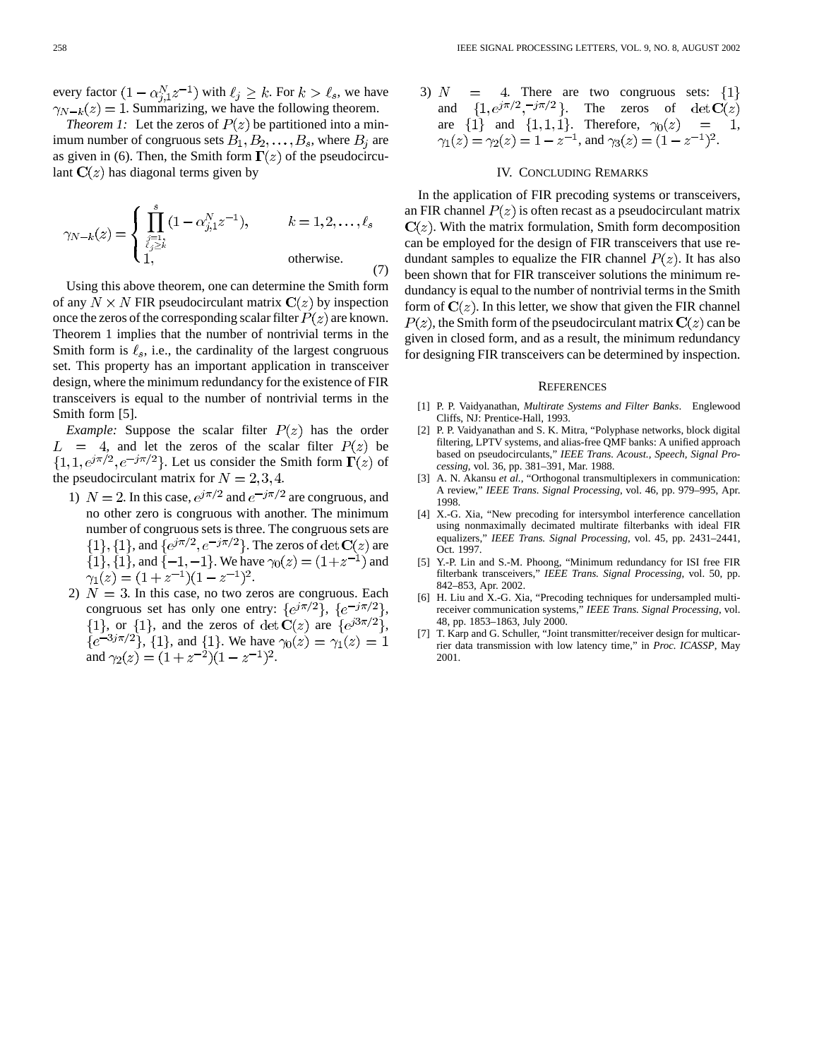every factor $(1-\alpha_{j,1}^N z^{-1})$ with $\ell_j \geq k$. For $k > \ell_s$, we have $\gamma_{N-k}(z) = 1$. Summarizing, we have the following theorem.

*Theorem 1:* Let the zeros of $P(z)$ be partitioned into a minimum number of congruous sets $B_1, B_2, \ldots, B_s$, where $B_j$ are as given in (6). Then, the Smith form $\mathbf{\Gamma}(z)$ of the pseudocirculant $\mathbf{C}(z)$ has diagonal terms given by

$$\gamma_{N-k}(z) = \begin{cases} \prod_{\substack{j=1, \\ \ell_j \geq k}}^{s} (1-\alpha_{j,1}^N z^{-1}), & k = 1, 2, \ldots, \ell_s \\ 1, & \text{otherwise.} \end{cases} \tag{7}$$

Using this above theorem, one can determine the Smith form of any $N \times N$ FIR pseudocirculant matrix $\mathbf{C}(z)$ by inspection once the zeros of the corresponding scalar filter $P(z)$ are known. Theorem 1 implies that the number of nontrivial terms in the Smith form is $\ell_s$, i.e., the cardinality of the largest congruous set. This property has an important application in transceiver design, where the minimum redundancy for the existence of FIR transceivers is equal to the number of nontrivial terms in the Smith form [5].

*Example:* Suppose the scalar filter $P(z)$ has the order $L = 4$, and let the zeros of the scalar filter $P(z)$ be $\{1, 1, e^{j\pi/2}, e^{-j\pi/2}\}$. Let us consider the Smith form $\mathbf{\Gamma}(z)$ of the pseudocirculant matrix for $N = 2, 3, 4$.

1) $N = 2$. In this case, $e^{j\pi/2}$ and $e^{-j\pi/2}$ are congruous, and no other zero is congruous with another. The minimum number of congruous sets is three. The congruous sets are $\{1\}, \{1\}$, and $\{e^{j\pi/2}, e^{-j\pi/2}\}$. The zeros of $\det \mathbf{C}(z)$ are $\{1\}, \{1\}$, and $\{-1, -1\}$. We have $\gamma_0(z) = (1+z^{-1})$ and $\gamma_1(z) = (1+z^{-1})(1-z^{-1})^2$.
2) $N = 3$. In this case, no two zeros are congruous. Each congruous set has only one entry: $\{e^{j\pi/2}\}$, $\{e^{-j\pi/2}\}$, $\{1\}$, or $\{1\}$, and the zeros of $\det \mathbf{C}(z)$ are $\{e^{j3\pi/2}\}$, $\{e^{-3j\pi/2}\}$, $\{1\}$, and $\{1\}$. We have $\gamma_0(z) = \gamma_1(z) = 1$ and $\gamma_2(z) = (1+z^{-2})(1-z^{-1})^2$.
3) $N = 4$. There are two congruous sets: $\{1\}$ and $\{1, e^{j\pi/2}, ^{-j\pi/2}\}$. The zeros of $\det \mathbf{C}(z)$ are $\{1\}$ and $\{1, 1, 1\}$. Therefore, $\gamma_0(z) = 1$, $\gamma_1(z) = \gamma_2(z) = 1 - z^{-1}$, and $\gamma_3(z) = (1-z^{-1})^2$.

## IV. Concluding Remarks

In the application of FIR precoding systems or transceivers, an FIR channel $P(z)$ is often recast as a pseudocirculant matrix $\mathbf{C}(z)$. With the matrix formulation, Smith form decomposition can be employed for the design of FIR transceivers that use redundant samples to equalize the FIR channel $P(z)$. It has also been shown that for FIR transceiver solutions the minimum redundancy is equal to the number of nontrivial terms in the Smith form of $\mathbf{C}(z)$. In this letter, we show that given the FIR channel $P(z)$, the Smith form of the pseudocirculant matrix $\mathbf{C}(z)$ can be given in closed form, and as a result, the minimum redundancy for designing FIR transceivers can be determined by inspection.

## References

[1] P. P. Vaidyanathan, *Multirate Systems and Filter Banks*. Englewood Cliffs, NJ: Prentice-Hall, 1993.

[2] P. P. Vaidyanathan and S. K. Mitra, "Polyphase networks, block digital filtering, LPTV systems, and alias-free QMF banks: A unified approach based on pseudocirculants," *IEEE Trans. Acoust., Speech, Signal Processing*, vol. 36, pp. 381–391, Mar. 1988.

[3] A. N. Akansu *et al.*, "Orthogonal transmultiplexers in communication: A review," *IEEE Trans. Signal Processing*, vol. 46, pp. 979–995, Apr. 1998.

[4] X.-G. Xia, "New precoding for intersymbol interference cancellation using nonmaximally decimated multirate filterbanks with ideal FIR equalizers," *IEEE Trans. Signal Processing*, vol. 45, pp. 2431–2441, Oct. 1997.

[5] Y.-P. Lin and S.-M. Phoong, "Minimum redundancy for ISI free FIR filterbank transceivers," *IEEE Trans. Signal Processing*, vol. 50, pp. 842–853, Apr. 2002.

[6] H. Liu and X.-G. Xia, "Precoding techniques for undersampled multireceiver communication systems," *IEEE Trans. Signal Processing*, vol. 48, pp. 1853–1863, July 2000.

[7] T. Karp and G. Schuller, "Joint transmitter/receiver design for multicarrier data transmission with low latency time," in *Proc. ICASSP*, May 2001.